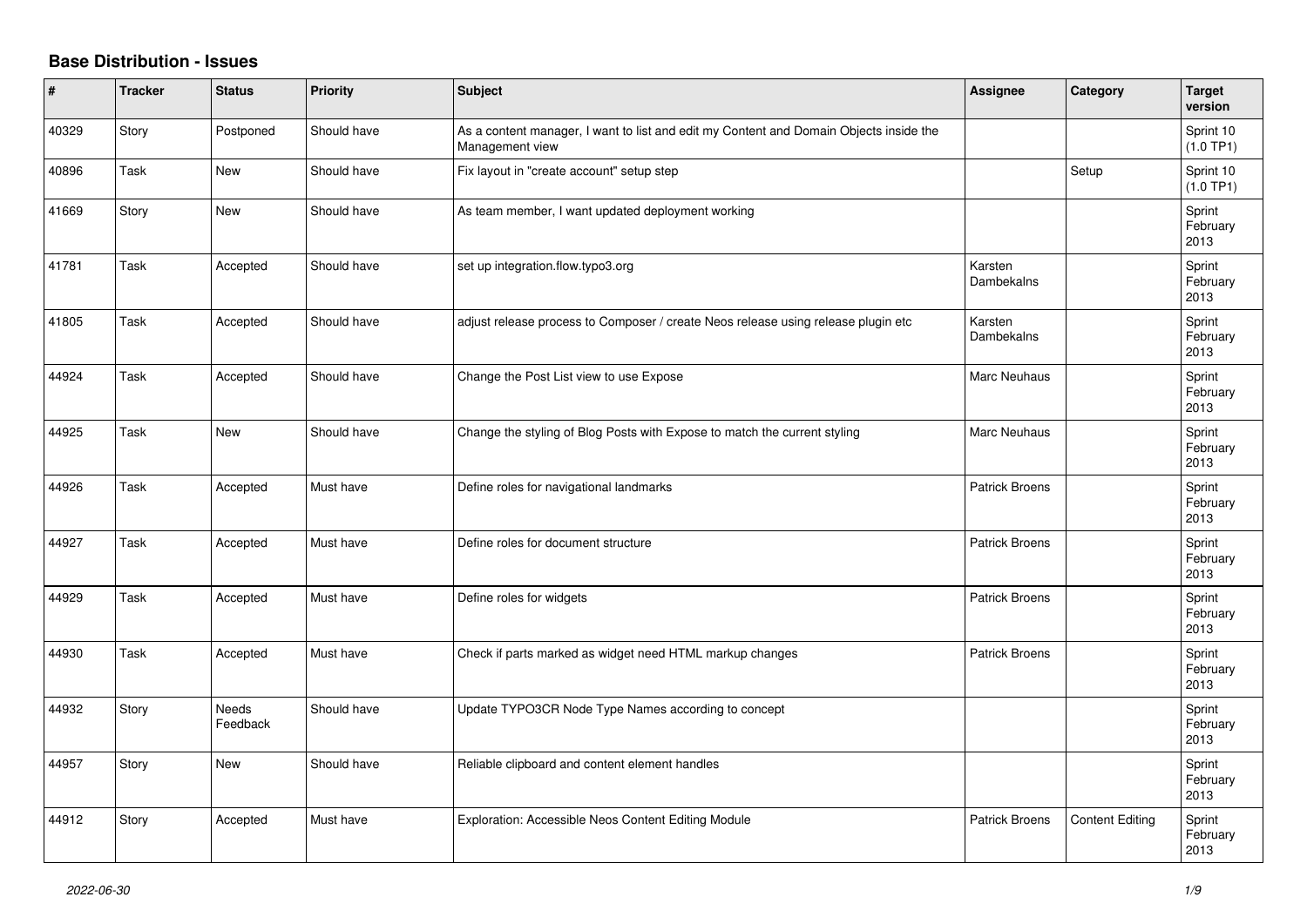# Base Distribution - Issues

| # | Tracker | Status | Priority | Subject | Assignee | Category | Target version |
|---|---|---|---|---|---|---|---|
| 40329 | Story | Postponed | Should have | As a content manager, I want to list and edit my Content and Domain Objects inside the Management view | | | Sprint 10 (1.0 TP1) |
| 40896 | Task | New | Should have | Fix layout in "create account" setup step | | Setup | Sprint 10 (1.0 TP1) |
| 41669 | Story | New | Should have | As team member, I want updated deployment working | | | Sprint February 2013 |
| 41781 | Task | Accepted | Should have | set up integration.flow.typo3.org | Karsten Dambekalns | | Sprint February 2013 |
| 41805 | Task | Accepted | Should have | adjust release process to Composer / create Neos release using release plugin etc | Karsten Dambekalns | | Sprint February 2013 |
| 44924 | Task | Accepted | Should have | Change the Post List view to use Expose | Marc Neuhaus | | Sprint February 2013 |
| 44925 | Task | New | Should have | Change the styling of Blog Posts with Expose to match the current styling | Marc Neuhaus | | Sprint February 2013 |
| 44926 | Task | Accepted | Must have | Define roles for navigational landmarks | Patrick Broens | | Sprint February 2013 |
| 44927 | Task | Accepted | Must have | Define roles for document structure | Patrick Broens | | Sprint February 2013 |
| 44929 | Task | Accepted | Must have | Define roles for widgets | Patrick Broens | | Sprint February 2013 |
| 44930 | Task | Accepted | Must have | Check if parts marked as widget need HTML markup changes | Patrick Broens | | Sprint February 2013 |
| 44932 | Story | Needs Feedback | Should have | Update TYPO3CR Node Type Names according to concept | | | Sprint February 2013 |
| 44957 | Story | New | Should have | Reliable clipboard and content element handles | | | Sprint February 2013 |
| 44912 | Story | Accepted | Must have | Exploration: Accessible Neos Content Editing Module | Patrick Broens | Content Editing | Sprint February 2013 |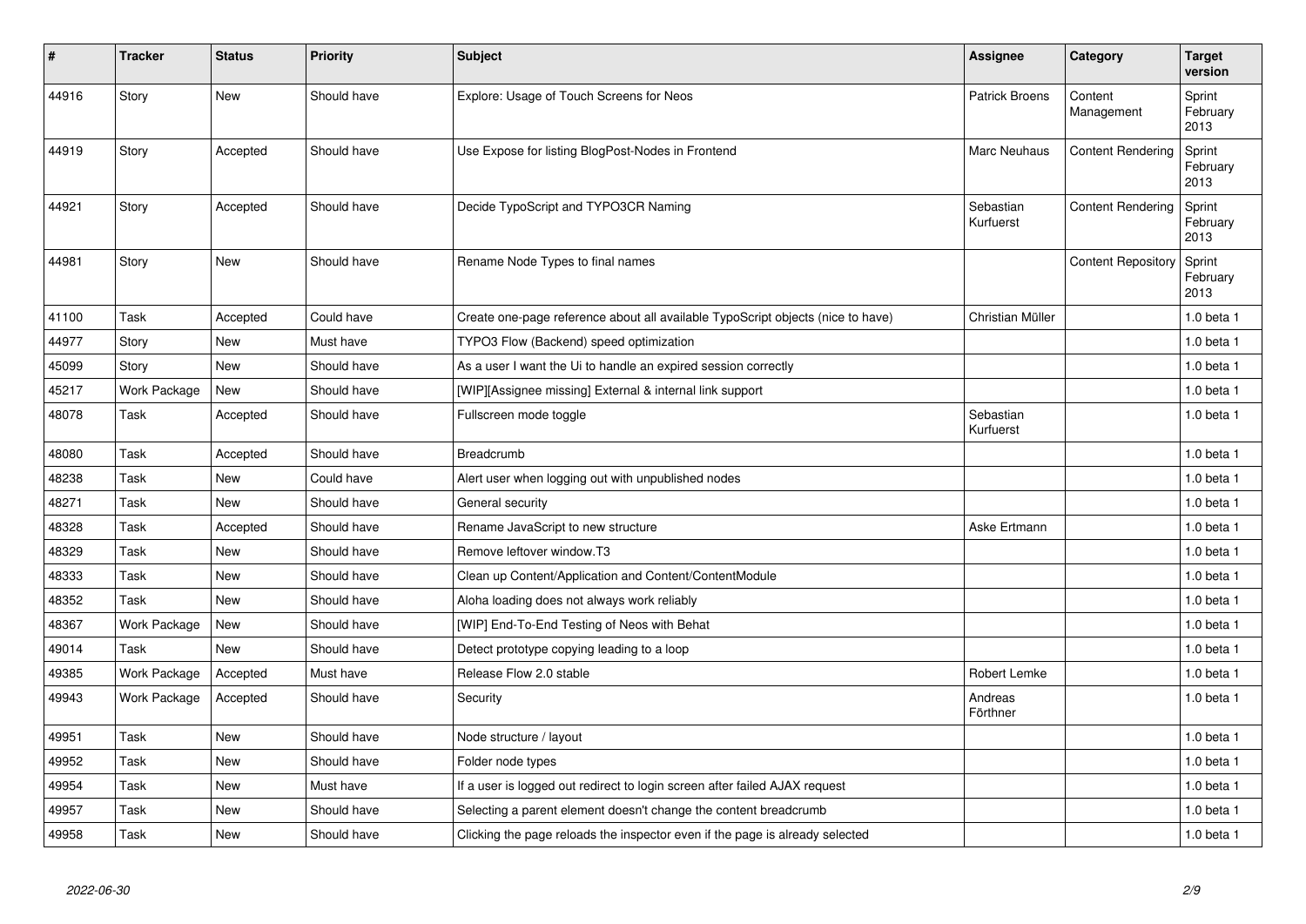| # | Tracker | Status | Priority | Subject | Assignee | Category | Target version |
|---|---|---|---|---|---|---|---|
| 44916 | Story | New | Should have | Explore: Usage of Touch Screens for Neos | Patrick Broens | Content Management | Sprint February 2013 |
| 44919 | Story | Accepted | Should have | Use Expose for listing BlogPost-Nodes in Frontend | Marc Neuhaus | Content Rendering | Sprint February 2013 |
| 44921 | Story | Accepted | Should have | Decide TypoScript and TYPO3CR Naming | Sebastian Kurfuerst | Content Rendering | Sprint February 2013 |
| 44981 | Story | New | Should have | Rename Node Types to final names | | Content Repository | Sprint February 2013 |
| 41100 | Task | Accepted | Could have | Create one-page reference about all available TypoScript objects (nice to have) | Christian Müller | | 1.0 beta 1 |
| 44977 | Story | New | Must have | TYPO3 Flow (Backend) speed optimization | | | 1.0 beta 1 |
| 45099 | Story | New | Should have | As a user I want the Ui to handle an expired session correctly | | | 1.0 beta 1 |
| 45217 | Work Package | New | Should have | [WIP][Assignee missing] External & internal link support | | | 1.0 beta 1 |
| 48078 | Task | Accepted | Should have | Fullscreen mode toggle | Sebastian Kurfuerst | | 1.0 beta 1 |
| 48080 | Task | Accepted | Should have | Breadcrumb | | | 1.0 beta 1 |
| 48238 | Task | New | Could have | Alert user when logging out with unpublished nodes | | | 1.0 beta 1 |
| 48271 | Task | New | Should have | General security | | | 1.0 beta 1 |
| 48328 | Task | Accepted | Should have | Rename JavaScript to new structure | Aske Ertmann | | 1.0 beta 1 |
| 48329 | Task | New | Should have | Remove leftover window.T3 | | | 1.0 beta 1 |
| 48333 | Task | New | Should have | Clean up Content/Application and Content/ContentModule | | | 1.0 beta 1 |
| 48352 | Task | New | Should have | Aloha loading does not always work reliably | | | 1.0 beta 1 |
| 48367 | Work Package | New | Should have | [WIP] End-To-End Testing of Neos with Behat | | | 1.0 beta 1 |
| 49014 | Task | New | Should have | Detect prototype copying leading to a loop | | | 1.0 beta 1 |
| 49385 | Work Package | Accepted | Must have | Release Flow 2.0 stable | Robert Lemke | | 1.0 beta 1 |
| 49943 | Work Package | Accepted | Should have | Security | Andreas Förthner | | 1.0 beta 1 |
| 49951 | Task | New | Should have | Node structure / layout | | | 1.0 beta 1 |
| 49952 | Task | New | Should have | Folder node types | | | 1.0 beta 1 |
| 49954 | Task | New | Must have | If a user is logged out redirect to login screen after failed AJAX request | | | 1.0 beta 1 |
| 49957 | Task | New | Should have | Selecting a parent element doesn't change the content breadcrumb | | | 1.0 beta 1 |
| 49958 | Task | New | Should have | Clicking the page reloads the inspector even if the page is already selected | | | 1.0 beta 1 |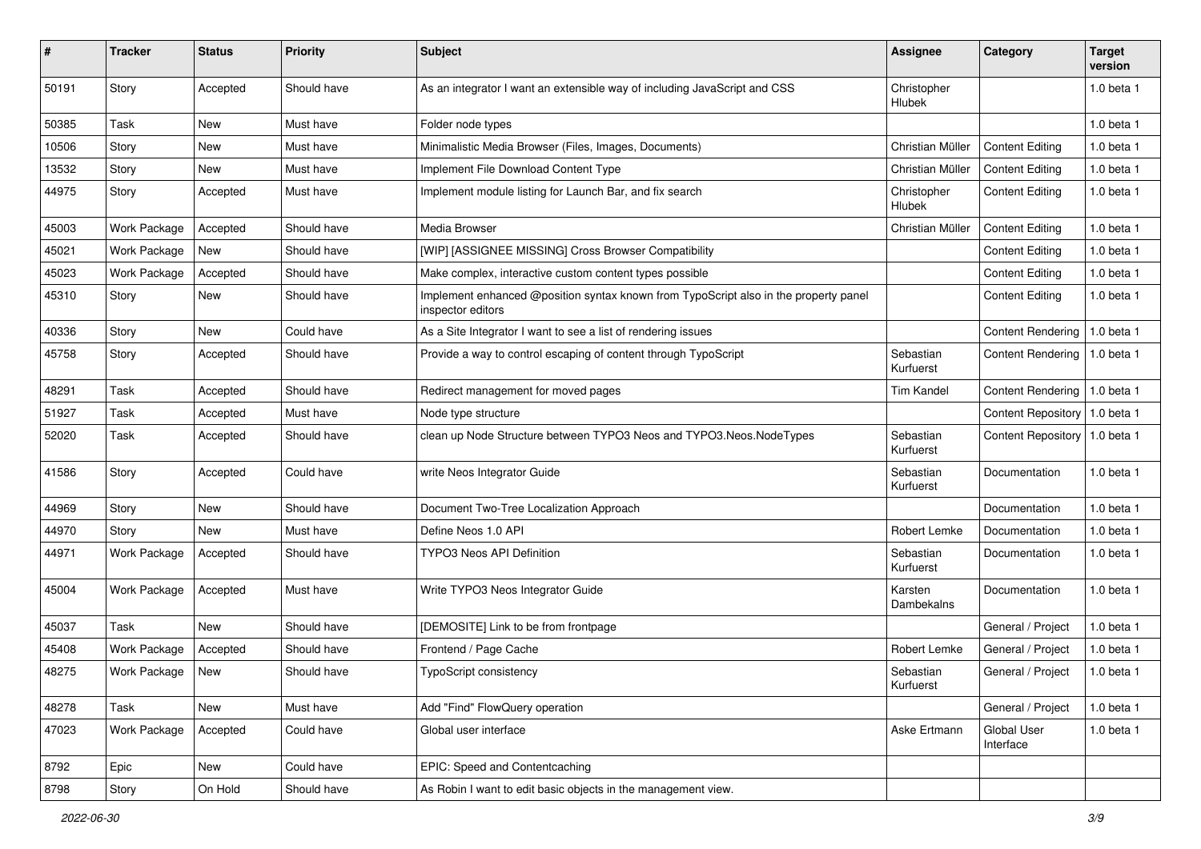| # | Tracker | Status | Priority | Subject | Assignee | Category | Target version |
|---|---|---|---|---|---|---|---|
| 50191 | Story | Accepted | Should have | As an integrator I want an extensible way of including JavaScript and CSS | Christopher Hlubek | | 1.0 beta 1 |
| 50385 | Task | New | Must have | Folder node types | | | 1.0 beta 1 |
| 10506 | Story | New | Must have | Minimalistic Media Browser (Files, Images, Documents) | Christian Müller | Content Editing | 1.0 beta 1 |
| 13532 | Story | New | Must have | Implement File Download Content Type | Christian Müller | Content Editing | 1.0 beta 1 |
| 44975 | Story | Accepted | Must have | Implement module listing for Launch Bar, and fix search | Christopher Hlubek | Content Editing | 1.0 beta 1 |
| 45003 | Work Package | Accepted | Should have | Media Browser | Christian Müller | Content Editing | 1.0 beta 1 |
| 45021 | Work Package | New | Should have | [WIP] [ASSIGNEE MISSING] Cross Browser Compatibility | | Content Editing | 1.0 beta 1 |
| 45023 | Work Package | Accepted | Should have | Make complex, interactive custom content types possible | | Content Editing | 1.0 beta 1 |
| 45310 | Story | New | Should have | Implement enhanced @position syntax known from TypoScript also in the property panel inspector editors | | Content Editing | 1.0 beta 1 |
| 40336 | Story | New | Could have | As a Site Integrator I want to see a list of rendering issues | | Content Rendering | 1.0 beta 1 |
| 45758 | Story | Accepted | Should have | Provide a way to control escaping of content through TypoScript | Sebastian Kurfuerst | Content Rendering | 1.0 beta 1 |
| 48291 | Task | Accepted | Should have | Redirect management for moved pages | Tim Kandel | Content Rendering | 1.0 beta 1 |
| 51927 | Task | Accepted | Must have | Node type structure | | Content Repository | 1.0 beta 1 |
| 52020 | Task | Accepted | Should have | clean up Node Structure between TYPO3 Neos and TYPO3.Neos.NodeTypes | Sebastian Kurfuerst | Content Repository | 1.0 beta 1 |
| 41586 | Story | Accepted | Could have | write Neos Integrator Guide | Sebastian Kurfuerst | Documentation | 1.0 beta 1 |
| 44969 | Story | New | Should have | Document Two-Tree Localization Approach | | Documentation | 1.0 beta 1 |
| 44970 | Story | New | Must have | Define Neos 1.0 API | Robert Lemke | Documentation | 1.0 beta 1 |
| 44971 | Work Package | Accepted | Should have | TYPO3 Neos API Definition | Sebastian Kurfuerst | Documentation | 1.0 beta 1 |
| 45004 | Work Package | Accepted | Must have | Write TYPO3 Neos Integrator Guide | Karsten Dambekalns | Documentation | 1.0 beta 1 |
| 45037 | Task | New | Should have | [DEMOSITE] Link to be from frontpage | | General / Project | 1.0 beta 1 |
| 45408 | Work Package | Accepted | Should have | Frontend / Page Cache | Robert Lemke | General / Project | 1.0 beta 1 |
| 48275 | Work Package | New | Should have | TypoScript consistency | Sebastian Kurfuerst | General / Project | 1.0 beta 1 |
| 48278 | Task | New | Must have | Add "Find" FlowQuery operation | | General / Project | 1.0 beta 1 |
| 47023 | Work Package | Accepted | Could have | Global user interface | Aske Ertmann | Global User Interface | 1.0 beta 1 |
| 8792 | Epic | New | Could have | EPIC: Speed and Contentcaching | | | |
| 8798 | Story | On Hold | Should have | As Robin I want to edit basic objects in the management view. | | | |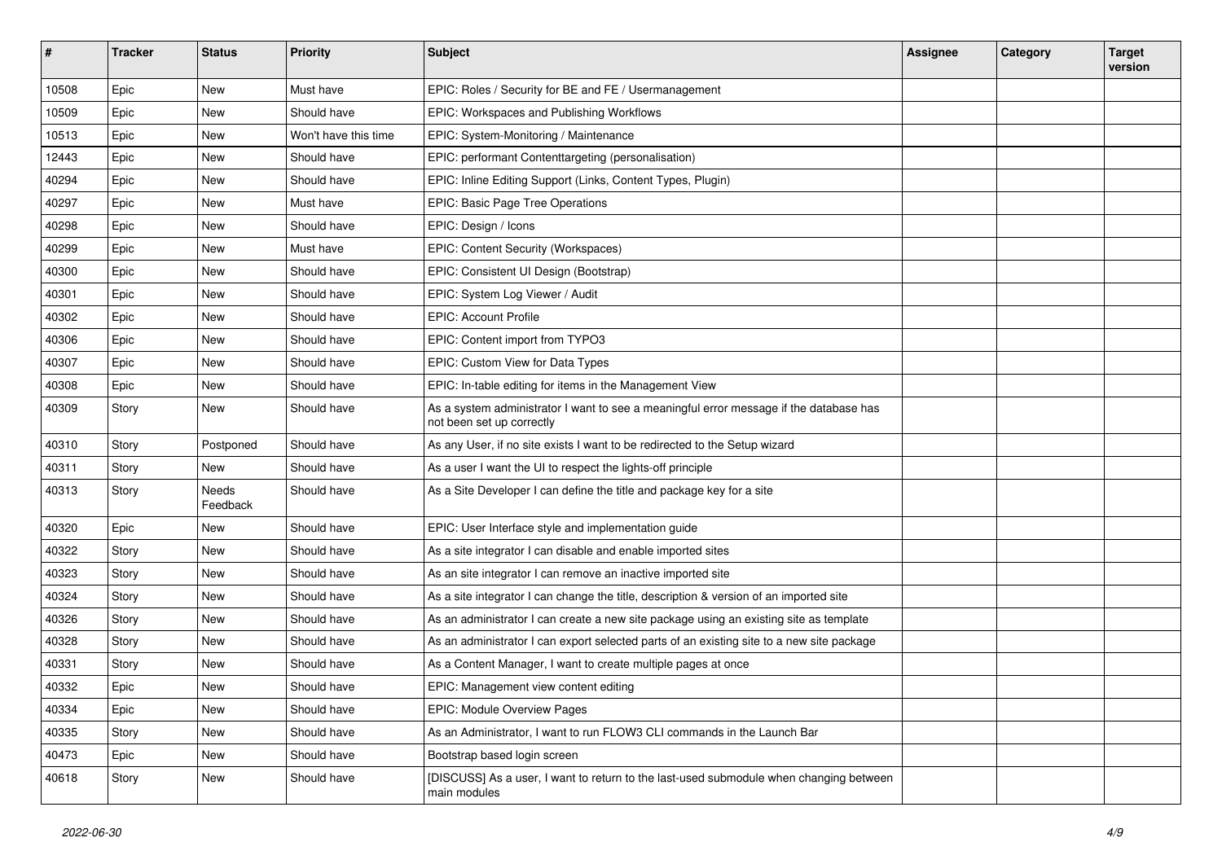| # | Tracker | Status | Priority | Subject | Assignee | Category | Target version |
|---|---|---|---|---|---|---|---|
| 10508 | Epic | New | Must have | EPIC: Roles / Security for BE and FE / Usermanagement | | | |
| 10509 | Epic | New | Should have | EPIC: Workspaces and Publishing Workflows | | | |
| 10513 | Epic | New | Won't have this time | EPIC: System-Monitoring / Maintenance | | | |
| 12443 | Epic | New | Should have | EPIC: performant Contenttargeting (personalisation) | | | |
| 40294 | Epic | New | Should have | EPIC: Inline Editing Support (Links, Content Types, Plugin) | | | |
| 40297 | Epic | New | Must have | EPIC: Basic Page Tree Operations | | | |
| 40298 | Epic | New | Should have | EPIC: Design / Icons | | | |
| 40299 | Epic | New | Must have | EPIC: Content Security (Workspaces) | | | |
| 40300 | Epic | New | Should have | EPIC: Consistent UI Design (Bootstrap) | | | |
| 40301 | Epic | New | Should have | EPIC: System Log Viewer / Audit | | | |
| 40302 | Epic | New | Should have | EPIC: Account Profile | | | |
| 40306 | Epic | New | Should have | EPIC: Content import from TYPO3 | | | |
| 40307 | Epic | New | Should have | EPIC: Custom View for Data Types | | | |
| 40308 | Epic | New | Should have | EPIC: In-table editing for items in the Management View | | | |
| 40309 | Story | New | Should have | As a system administrator I want to see a meaningful error message if the database has not been set up correctly | | | |
| 40310 | Story | Postponed | Should have | As any User, if no site exists I want to be redirected to the Setup wizard | | | |
| 40311 | Story | New | Should have | As a user I want the UI to respect the lights-off principle | | | |
| 40313 | Story | Needs Feedback | Should have | As a Site Developer I can define the title and package key for a site | | | |
| 40320 | Epic | New | Should have | EPIC: User Interface style and implementation guide | | | |
| 40322 | Story | New | Should have | As a site integrator I can disable and enable imported sites | | | |
| 40323 | Story | New | Should have | As an site integrator I can remove an inactive imported site | | | |
| 40324 | Story | New | Should have | As a site integrator I can change the title, description & version of an imported site | | | |
| 40326 | Story | New | Should have | As an administrator I can create a new site package using an existing site as template | | | |
| 40328 | Story | New | Should have | As an administrator I can export selected parts of an existing site to a new site package | | | |
| 40331 | Story | New | Should have | As a Content Manager, I want to create multiple pages at once | | | |
| 40332 | Epic | New | Should have | EPIC: Management view content editing | | | |
| 40334 | Epic | New | Should have | EPIC: Module Overview Pages | | | |
| 40335 | Story | New | Should have | As an Administrator, I want to run FLOW3 CLI commands in the Launch Bar | | | |
| 40473 | Epic | New | Should have | Bootstrap based login screen | | | |
| 40618 | Story | New | Should have | [DISCUSS] As a user, I want to return to the last-used submodule when changing between main modules | | | |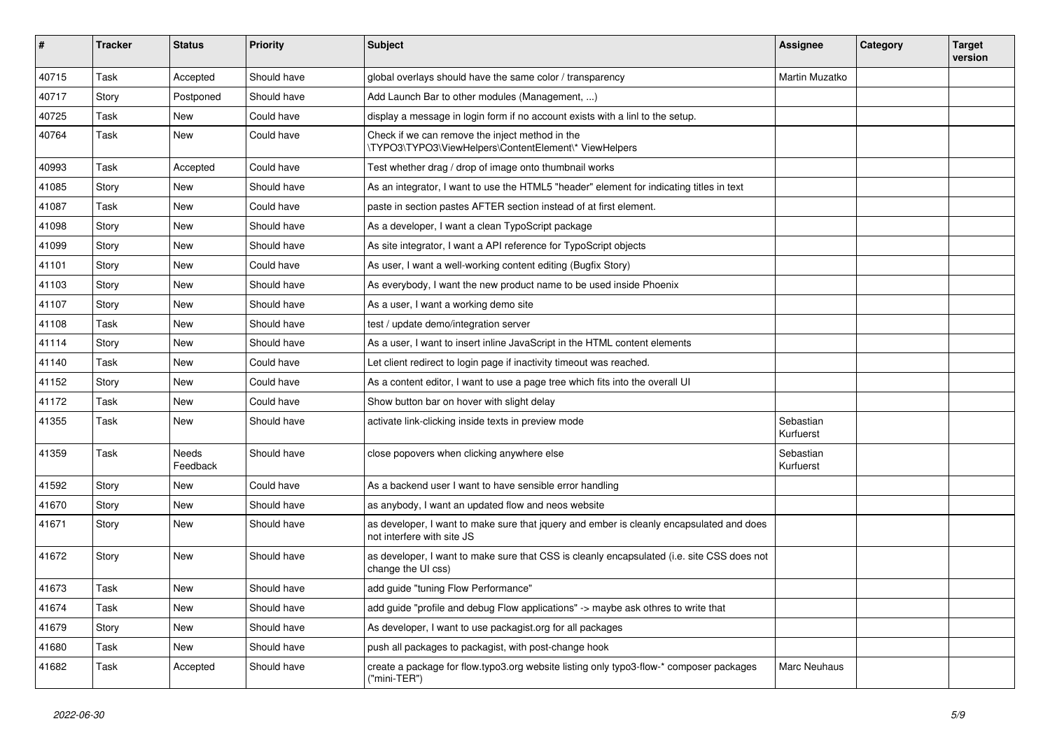| # | Tracker | Status | Priority | Subject | Assignee | Category | Target version |
|---|---|---|---|---|---|---|---|
| 40715 | Task | Accepted | Should have | global overlays should have the same color / transparency | Martin Muzatko | | |
| 40717 | Story | Postponed | Should have | Add Launch Bar to other modules (Management, ...) | | | |
| 40725 | Task | New | Could have | display a message in login form if no account exists with a linl to the setup. | | | |
| 40764 | Task | New | Could have | Check if we can remove the inject method in the \TYPO3\TYPO3\ViewHelpers\ContentElement\* ViewHelpers | | | |
| 40993 | Task | Accepted | Could have | Test whether drag / drop of image onto thumbnail works | | | |
| 41085 | Story | New | Should have | As an integrator, I want to use the HTML5 "header" element for indicating titles in text | | | |
| 41087 | Task | New | Could have | paste in section pastes AFTER section instead of at first element. | | | |
| 41098 | Story | New | Should have | As a developer, I want a clean TypoScript package | | | |
| 41099 | Story | New | Should have | As site integrator, I want a API reference for TypoScript objects | | | |
| 41101 | Story | New | Could have | As user, I want a well-working content editing (Bugfix Story) | | | |
| 41103 | Story | New | Should have | As everybody, I want the new product name to be used inside Phoenix | | | |
| 41107 | Story | New | Should have | As a user, I want a working demo site | | | |
| 41108 | Task | New | Should have | test / update demo/integration server | | | |
| 41114 | Story | New | Should have | As a user, I want to insert inline JavaScript in the HTML content elements | | | |
| 41140 | Task | New | Could have | Let client redirect to login page if inactivity timeout was reached. | | | |
| 41152 | Story | New | Could have | As a content editor, I want to use a page tree which fits into the overall UI | | | |
| 41172 | Task | New | Could have | Show button bar on hover with slight delay | | | |
| 41355 | Task | New | Should have | activate link-clicking inside texts in preview mode | Sebastian Kurfuerst | | |
| 41359 | Task | Needs Feedback | Should have | close popovers when clicking anywhere else | Sebastian Kurfuerst | | |
| 41592 | Story | New | Could have | As a backend user I want to have sensible error handling | | | |
| 41670 | Story | New | Should have | as anybody, I want an updated flow and neos website | | | |
| 41671 | Story | New | Should have | as developer, I want to make sure that jquery and ember is cleanly encapsulated and does not interfere with site JS | | | |
| 41672 | Story | New | Should have | as developer, I want to make sure that CSS is cleanly encapsulated (i.e. site CSS does not change the UI css) | | | |
| 41673 | Task | New | Should have | add guide "tuning Flow Performance" | | | |
| 41674 | Task | New | Should have | add guide "profile and debug Flow applications" -> maybe ask othres to write that | | | |
| 41679 | Story | New | Should have | As developer, I want to use packagist.org for all packages | | | |
| 41680 | Task | New | Should have | push all packages to packagist, with post-change hook | | | |
| 41682 | Task | Accepted | Should have | create a package for flow.typo3.org website listing only typo3-flow-* composer packages ("mini-TER") | Marc Neuhaus | | |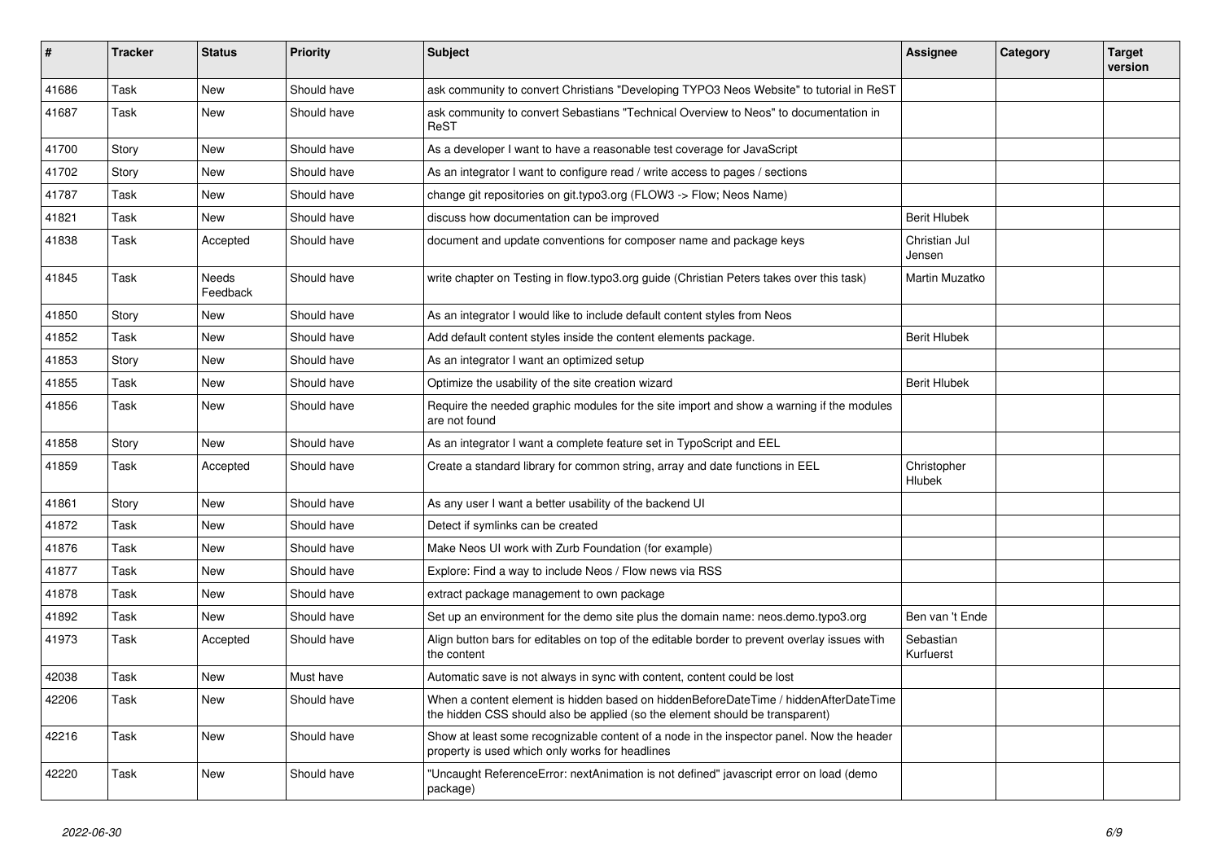| # | Tracker | Status | Priority | Subject | Assignee | Category | Target version |
|---|---|---|---|---|---|---|---|
| 41686 | Task | New | Should have | ask community to convert Christians "Developing TYPO3 Neos Website" to tutorial in ReST | | | |
| 41687 | Task | New | Should have | ask community to convert Sebastians "Technical Overview to Neos" to documentation in ReST | | | |
| 41700 | Story | New | Should have | As a developer I want to have a reasonable test coverage for JavaScript | | | |
| 41702 | Story | New | Should have | As an integrator I want to configure read / write access to pages / sections | | | |
| 41787 | Task | New | Should have | change git repositories on git.typo3.org (FLOW3 -> Flow; Neos Name) | | | |
| 41821 | Task | New | Should have | discuss how documentation can be improved | Berit Hlubek | | |
| 41838 | Task | Accepted | Should have | document and update conventions for composer name and package keys | Christian Jul Jensen | | |
| 41845 | Task | Needs Feedback | Should have | write chapter on Testing in flow.typo3.org guide (Christian Peters takes over this task) | Martin Muzatko | | |
| 41850 | Story | New | Should have | As an integrator I would like to include default content styles from Neos | | | |
| 41852 | Task | New | Should have | Add default content styles inside the content elements package. | Berit Hlubek | | |
| 41853 | Story | New | Should have | As an integrator I want an optimized setup | | | |
| 41855 | Task | New | Should have | Optimize the usability of the site creation wizard | Berit Hlubek | | |
| 41856 | Task | New | Should have | Require the needed graphic modules for the site import and show a warning if the modules are not found | | | |
| 41858 | Story | New | Should have | As an integrator I want a complete feature set in TypoScript and EEL | | | |
| 41859 | Task | Accepted | Should have | Create a standard library for common string, array and date functions in EEL | Christopher Hlubek | | |
| 41861 | Story | New | Should have | As any user I want a better usability of the backend UI | | | |
| 41872 | Task | New | Should have | Detect if symlinks can be created | | | |
| 41876 | Task | New | Should have | Make Neos UI work with Zurb Foundation (for example) | | | |
| 41877 | Task | New | Should have | Explore: Find a way to include Neos / Flow news via RSS | | | |
| 41878 | Task | New | Should have | extract package management to own package | | | |
| 41892 | Task | New | Should have | Set up an environment for the demo site plus the domain name: neos.demo.typo3.org | Ben van 't Ende | | |
| 41973 | Task | Accepted | Should have | Align button bars for editables on top of the editable border to prevent overlay issues with the content | Sebastian Kurfuerst | | |
| 42038 | Task | New | Must have | Automatic save is not always in sync with content, content could be lost | | | |
| 42206 | Task | New | Should have | When a content element is hidden based on hiddenBeforeDateTime / hiddenAfterDateTime the hidden CSS should also be applied (so the element should be transparent) | | | |
| 42216 | Task | New | Should have | Show at least some recognizable content of a node in the inspector panel. Now the header property is used which only works for headlines | | | |
| 42220 | Task | New | Should have | "Uncaught ReferenceError: nextAnimation is not defined" javascript error on load (demo package) | | | |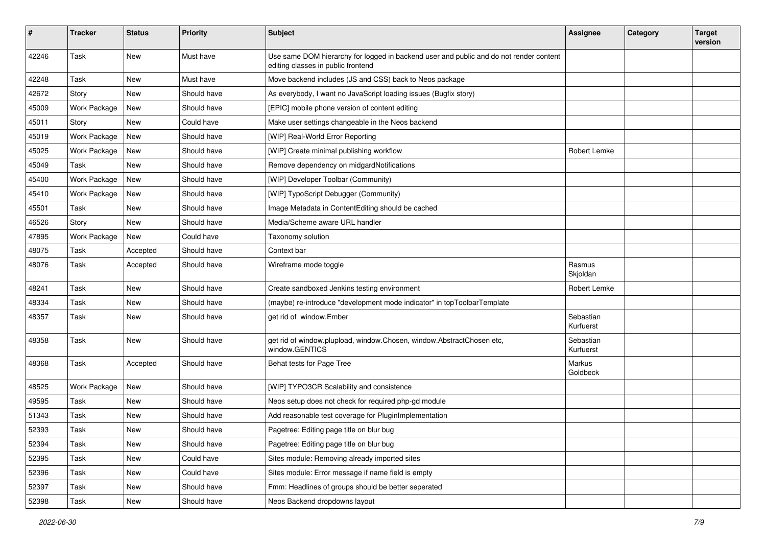| # | Tracker | Status | Priority | Subject | Assignee | Category | Target version |
|---|---|---|---|---|---|---|---|
| 42246 | Task | New | Must have | Use same DOM hierarchy for logged in backend user and public and do not render content editing classes in public frontend | | | |
| 42248 | Task | New | Must have | Move backend includes (JS and CSS) back to Neos package | | | |
| 42672 | Story | New | Should have | As everybody, I want no JavaScript loading issues (Bugfix story) | | | |
| 45009 | Work Package | New | Should have | [EPIC] mobile phone version of content editing | | | |
| 45011 | Story | New | Could have | Make user settings changeable in the Neos backend | | | |
| 45019 | Work Package | New | Should have | [WIP] Real-World Error Reporting | | | |
| 45025 | Work Package | New | Should have | [WIP] Create minimal publishing workflow | Robert Lemke | | |
| 45049 | Task | New | Should have | Remove dependency on midgardNotifications | | | |
| 45400 | Work Package | New | Should have | [WIP] Developer Toolbar (Community) | | | |
| 45410 | Work Package | New | Should have | [WIP] TypoScript Debugger (Community) | | | |
| 45501 | Task | New | Should have | Image Metadata in ContentEditing should be cached | | | |
| 46526 | Story | New | Should have | Media/Scheme aware URL handler | | | |
| 47895 | Work Package | New | Could have | Taxonomy solution | | | |
| 48075 | Task | Accepted | Should have | Context bar | | | |
| 48076 | Task | Accepted | Should have | Wireframe mode toggle | Rasmus Skjoldan | | |
| 48241 | Task | New | Should have | Create sandboxed Jenkins testing environment | Robert Lemke | | |
| 48334 | Task | New | Should have | (maybe) re-introduce "development mode indicator" in topToolbarTemplate | | | |
| 48357 | Task | New | Should have | get rid of window.Ember | Sebastian Kurfuerst | | |
| 48358 | Task | New | Should have | get rid of window.plupload, window.Chosen, window.AbstractChosen etc, window.GENTICS | Sebastian Kurfuerst | | |
| 48368 | Task | Accepted | Should have | Behat tests for Page Tree | Markus Goldbeck | | |
| 48525 | Work Package | New | Should have | [WIP] TYPO3CR Scalability and consistence | | | |
| 49595 | Task | New | Should have | Neos setup does not check for required php-gd module | | | |
| 51343 | Task | New | Should have | Add reasonable test coverage for PluginImplementation | | | |
| 52393 | Task | New | Should have | Pagetree: Editing page title on blur bug | | | |
| 52394 | Task | New | Should have | Pagetree: Editing page title on blur bug | | | |
| 52395 | Task | New | Could have | Sites module: Removing already imported sites | | | |
| 52396 | Task | New | Could have | Sites module: Error message if name field is empty | | | |
| 52397 | Task | New | Should have | Fmm: Headlines of groups should be better seperated | | | |
| 52398 | Task | New | Should have | Neos Backend dropdowns layout | | | |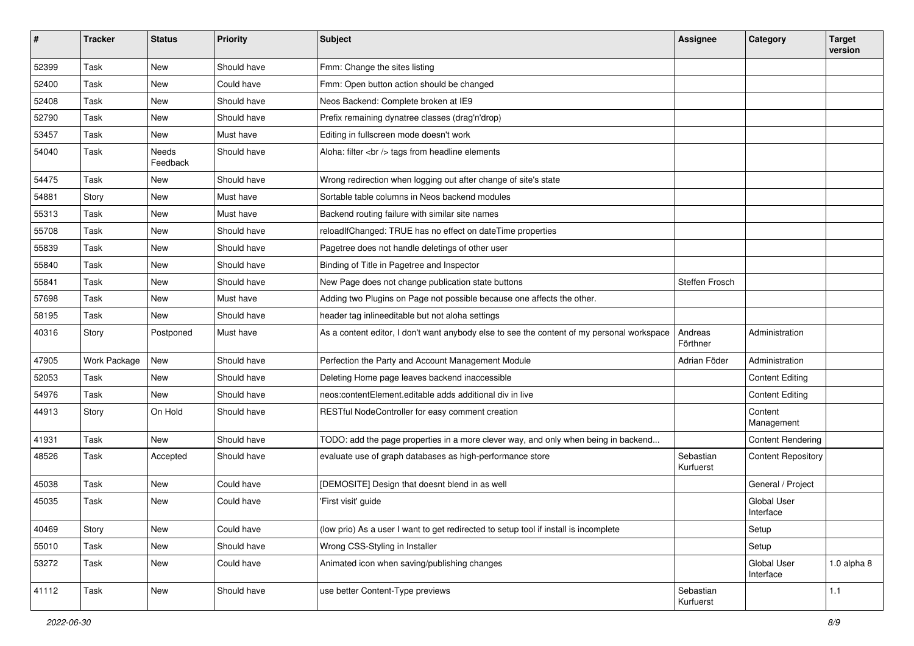| # | Tracker | Status | Priority | Subject | Assignee | Category | Target version |
|---|---|---|---|---|---|---|---|
| 52399 | Task | New | Should have | Fmm: Change the sites listing | | | |
| 52400 | Task | New | Could have | Fmm: Open button action should be changed | | | |
| 52408 | Task | New | Should have | Neos Backend: Complete broken at IE9 | | | |
| 52790 | Task | New | Should have | Prefix remaining dynatree classes (drag'n'drop) | | | |
| 53457 | Task | New | Must have | Editing in fullscreen mode doesn't work | | | |
| 54040 | Task | Needs Feedback | Should have | Aloha: filter <br /> tags from headline elements | | | |
| 54475 | Task | New | Should have | Wrong redirection when logging out after change of site's state | | | |
| 54881 | Story | New | Must have | Sortable table columns in Neos backend modules | | | |
| 55313 | Task | New | Must have | Backend routing failure with similar site names | | | |
| 55708 | Task | New | Should have | reloadIfChanged: TRUE has no effect on dateTime properties | | | |
| 55839 | Task | New | Should have | Pagetree does not handle deletings of other user | | | |
| 55840 | Task | New | Should have | Binding of Title in Pagetree and Inspector | | | |
| 55841 | Task | New | Should have | New Page does not change publication state buttons | Steffen Frosch | | |
| 57698 | Task | New | Must have | Adding two Plugins on Page not possible because one affects the other. | | | |
| 58195 | Task | New | Should have | header tag inlineeditable but not aloha settings | | | |
| 40316 | Story | Postponed | Must have | As a content editor, I don't want anybody else to see the content of my personal workspace | Andreas Förthner | Administration | |
| 47905 | Work Package | New | Should have | Perfection the Party and Account Management Module | Adrian Föder | Administration | |
| 52053 | Task | New | Should have | Deleting Home page leaves backend inaccessible | | Content Editing | |
| 54976 | Task | New | Should have | neos:contentElement.editable adds additional div in live | | Content Editing | |
| 44913 | Story | On Hold | Should have | RESTful NodeController for easy comment creation | | Content Management | |
| 41931 | Task | New | Should have | TODO: add the page properties in a more clever way, and only when being in backend... | | Content Rendering | |
| 48526 | Task | Accepted | Should have | evaluate use of graph databases as high-performance store | Sebastian Kurfuerst | Content Repository | |
| 45038 | Task | New | Could have | [DEMOSITE] Design that doesnt blend in as well | | General / Project | |
| 45035 | Task | New | Could have | 'First visit' guide | | Global User Interface | |
| 40469 | Story | New | Could have | (low prio) As a user I want to get redirected to setup tool if install is incomplete | | Setup | |
| 55010 | Task | New | Should have | Wrong CSS-Styling in Installer | | Setup | |
| 53272 | Task | New | Could have | Animated icon when saving/publishing changes | | Global User Interface | 1.0 alpha 8 |
| 41112 | Task | New | Should have | use better Content-Type previews | Sebastian Kurfuerst | | 1.1 |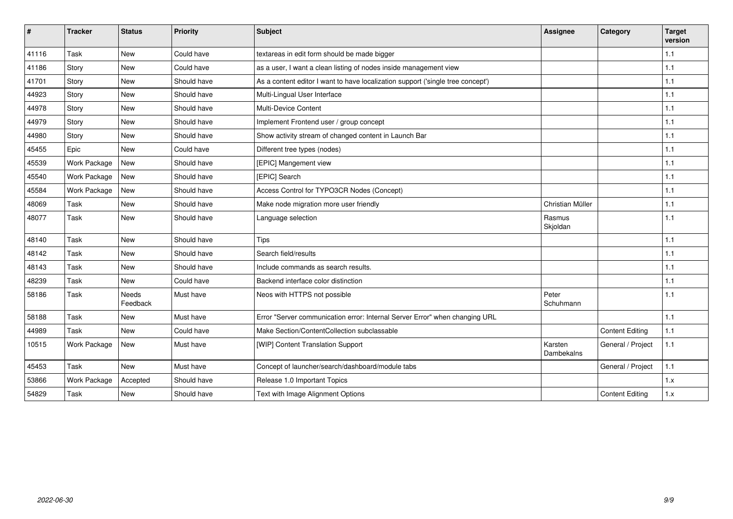| # | Tracker | Status | Priority | Subject | Assignee | Category | Target version |
|---|---|---|---|---|---|---|---|
| 41116 | Task | New | Could have | textareas in edit form should be made bigger | | | 1.1 |
| 41186 | Story | New | Could have | as a user, I want a clean listing of nodes inside management view | | | 1.1 |
| 41701 | Story | New | Should have | As a content editor I want to have localization support ('single tree concept') | | | 1.1 |
| 44923 | Story | New | Should have | Multi-Lingual User Interface | | | 1.1 |
| 44978 | Story | New | Should have | Multi-Device Content | | | 1.1 |
| 44979 | Story | New | Should have | Implement Frontend user / group concept | | | 1.1 |
| 44980 | Story | New | Should have | Show activity stream of changed content in Launch Bar | | | 1.1 |
| 45455 | Epic | New | Could have | Different tree types (nodes) | | | 1.1 |
| 45539 | Work Package | New | Should have | [EPIC] Mangement view | | | 1.1 |
| 45540 | Work Package | New | Should have | [EPIC] Search | | | 1.1 |
| 45584 | Work Package | New | Should have | Access Control for TYPO3CR Nodes (Concept) | | | 1.1 |
| 48069 | Task | New | Should have | Make node migration more user friendly | Christian Müller | | 1.1 |
| 48077 | Task | New | Should have | Language selection | Rasmus Skjoldan | | 1.1 |
| 48140 | Task | New | Should have | Tips | | | 1.1 |
| 48142 | Task | New | Should have | Search field/results | | | 1.1 |
| 48143 | Task | New | Should have | Include commands as search results. | | | 1.1 |
| 48239 | Task | New | Could have | Backend interface color distinction | | | 1.1 |
| 58186 | Task | Needs Feedback | Must have | Neos with HTTPS not possible | Peter Schuhmann | | 1.1 |
| 58188 | Task | New | Must have | Error "Server communication error: Internal Server Error" when changing URL | | | 1.1 |
| 44989 | Task | New | Could have | Make Section/ContentCollection subclassable | | Content Editing | 1.1 |
| 10515 | Work Package | New | Must have | [WIP] Content Translation Support | Karsten Dambekalns | General / Project | 1.1 |
| 45453 | Task | New | Must have | Concept of launcher/search/dashboard/module tabs | | General / Project | 1.1 |
| 53866 | Work Package | Accepted | Should have | Release 1.0 Important Topics | | | 1.x |
| 54829 | Task | New | Should have | Text with Image Alignment Options | | Content Editing | 1.x |